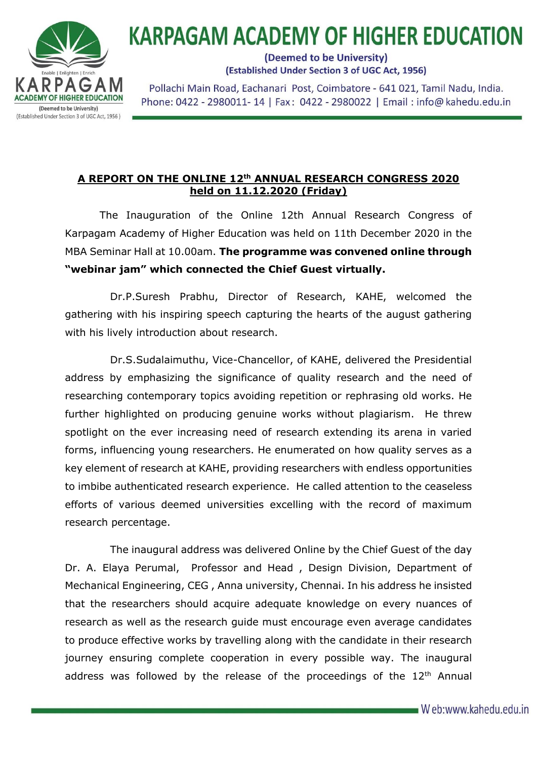# KARPAGAM ACADEMY OF HIGHER EDUCATION

(Deemed to be University)
(Established Under Section 3 of UGC Act, 1956)

Pollachi Main Road, Eachanari Post, Coimbatore - 641 021, Tamil Nadu, India.
Phone: 0422 - 2980011- 14 | Fax: 0422 - 2980022 | Email : info@kahedu.edu.in

## A REPORT ON THE ONLINE 12th ANNUAL RESEARCH CONGRESS 2020 held on 11.12.2020 (Friday)

The Inauguration of the Online 12th Annual Research Congress of Karpagam Academy of Higher Education was held on 11th December 2020 in the MBA Seminar Hall at 10.00am. **The programme was convened online through "webinar jam" which connected the Chief Guest virtually.**

Dr.P.Suresh Prabhu, Director of Research, KAHE, welcomed the gathering with his inspiring speech capturing the hearts of the august gathering with his lively introduction about research.

Dr.S.Sudalaimuthu, Vice-Chancellor, of KAHE, delivered the Presidential address by emphasizing the significance of quality research and the need of researching contemporary topics avoiding repetition or rephrasing old works. He further highlighted on producing genuine works without plagiarism. He threw spotlight on the ever increasing need of research extending its arena in varied forms, influencing young researchers. He enumerated on how quality serves as a key element of research at KAHE, providing researchers with endless opportunities to imbibe authenticated research experience. He called attention to the ceaseless efforts of various deemed universities excelling with the record of maximum research percentage.

The inaugural address was delivered Online by the Chief Guest of the day Dr. A. Elaya Perumal, Professor and Head , Design Division, Department of Mechanical Engineering, CEG , Anna university, Chennai. In his address he insisted that the researchers should acquire adequate knowledge on every nuances of research as well as the research guide must encourage even average candidates to produce effective works by travelling along with the candidate in their research journey ensuring complete cooperation in every possible way. The inaugural address was followed by the release of the proceedings of the 12th Annual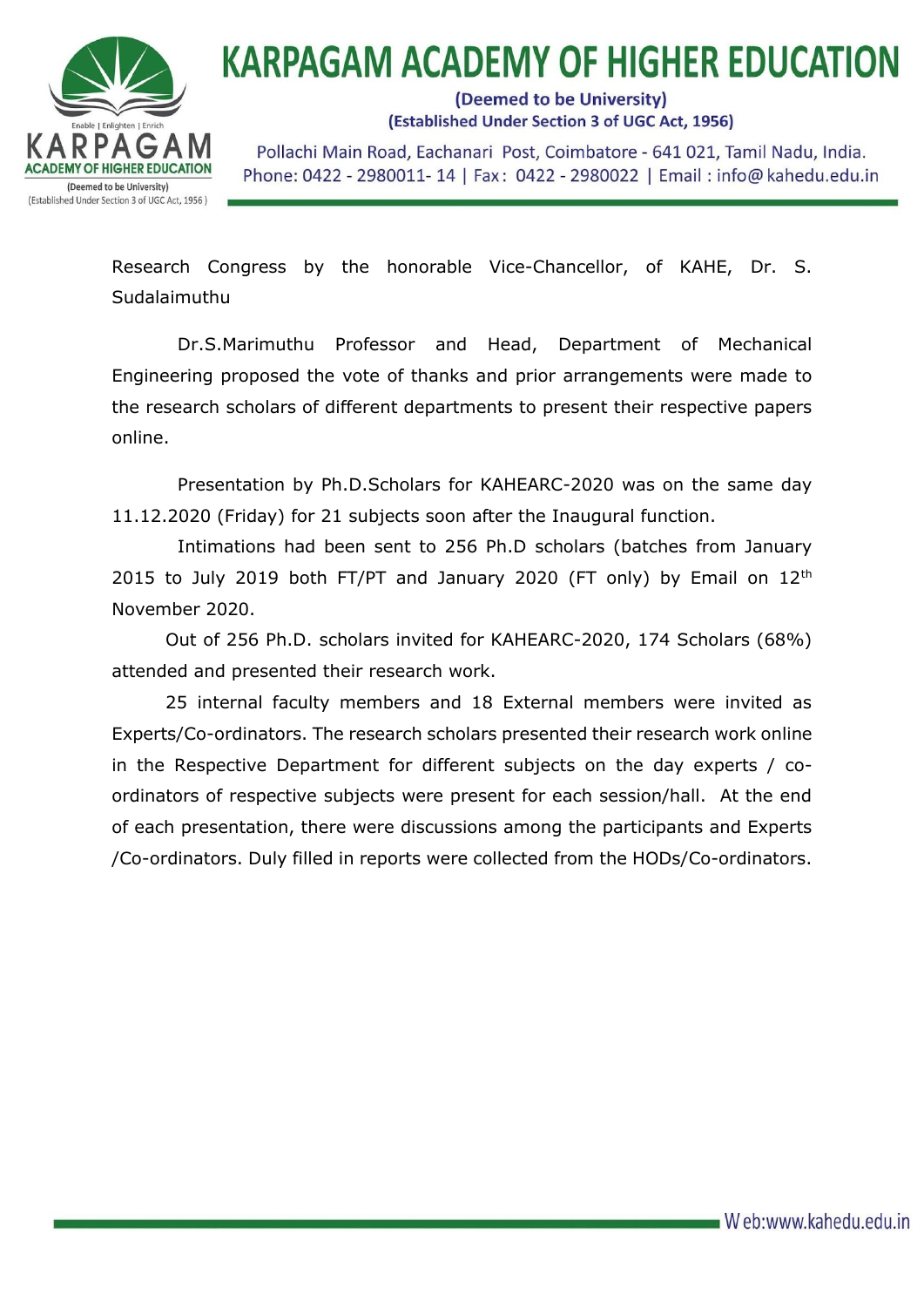Research Congress by the honorable Vice-Chancellor, of KAHE, Dr. S. Sudalaimuthu

Dr.S.Marimuthu Professor and Head, Department of Mechanical Engineering proposed the vote of thanks and prior arrangements were made to the research scholars of different departments to present their respective papers online.

Presentation by Ph.D.Scholars for KAHEARC-2020 was on the same day 11.12.2020 (Friday) for 21 subjects soon after the Inaugural function.

Intimations had been sent to 256 Ph.D scholars (batches from January 2015 to July 2019 both FT/PT and January 2020 (FT only) by Email on 12th November 2020.

Out of 256 Ph.D. scholars invited for KAHEARC-2020, 174 Scholars (68%) attended and presented their research work.

25 internal faculty members and 18 External members were invited as Experts/Co-ordinators. The research scholars presented their research work online in the Respective Department for different subjects on the day experts / co-ordinators of respective subjects were present for each session/hall. At the end of each presentation, there were discussions among the participants and Experts /Co-ordinators. Duly filled in reports were collected from the HODs/Co-ordinators.